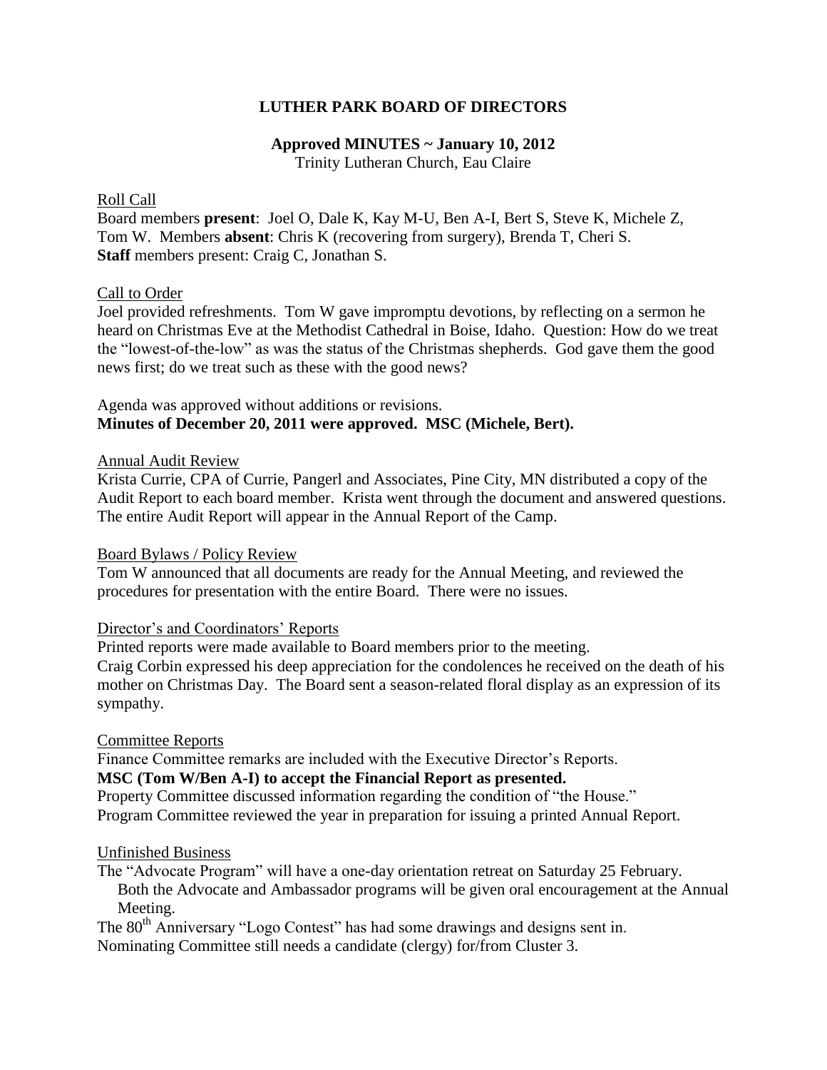# LUTHER PARK BOARD OF DIRECTORS

## Approved MINUTES ~ January 10, 2012

Trinity Lutheran Church, Eau Claire

Roll Call

Board members **present**: Joel O, Dale K, Kay M-U, Ben A-I, Bert S, Steve K, Michele Z, Tom W. Members **absent**: Chris K (recovering from surgery), Brenda T, Cheri S.
**Staff** members present: Craig C, Jonathan S.

Call to Order

Joel provided refreshments. Tom W gave impromptu devotions, by reflecting on a sermon he heard on Christmas Eve at the Methodist Cathedral in Boise, Idaho. Question: How do we treat the "lowest-of-the-low" as was the status of the Christmas shepherds. God gave them the good news first; do we treat such as these with the good news?

Agenda was approved without additions or revisions.
**Minutes of December 20, 2011 were approved. MSC (Michele, Bert).**

Annual Audit Review

Krista Currie, CPA of Currie, Pangerl and Associates, Pine City, MN distributed a copy of the Audit Report to each board member. Krista went through the document and answered questions. The entire Audit Report will appear in the Annual Report of the Camp.

Board Bylaws / Policy Review

Tom W announced that all documents are ready for the Annual Meeting, and reviewed the procedures for presentation with the entire Board. There were no issues.

Director's and Coordinators' Reports

Printed reports were made available to Board members prior to the meeting.
Craig Corbin expressed his deep appreciation for the condolences he received on the death of his mother on Christmas Day. The Board sent a season-related floral display as an expression of its sympathy.

Committee Reports

Finance Committee remarks are included with the Executive Director's Reports.
**MSC (Tom W/Ben A-I) to accept the Financial Report as presented.**
Property Committee discussed information regarding the condition of "the House."
Program Committee reviewed the year in preparation for issuing a printed Annual Report.

Unfinished Business

The "Advocate Program" will have a one-day orientation retreat on Saturday 25 February.
Both the Advocate and Ambassador programs will be given oral encouragement at the Annual Meeting.
The 80th Anniversary "Logo Contest" has had some drawings and designs sent in.
Nominating Committee still needs a candidate (clergy) for/from Cluster 3.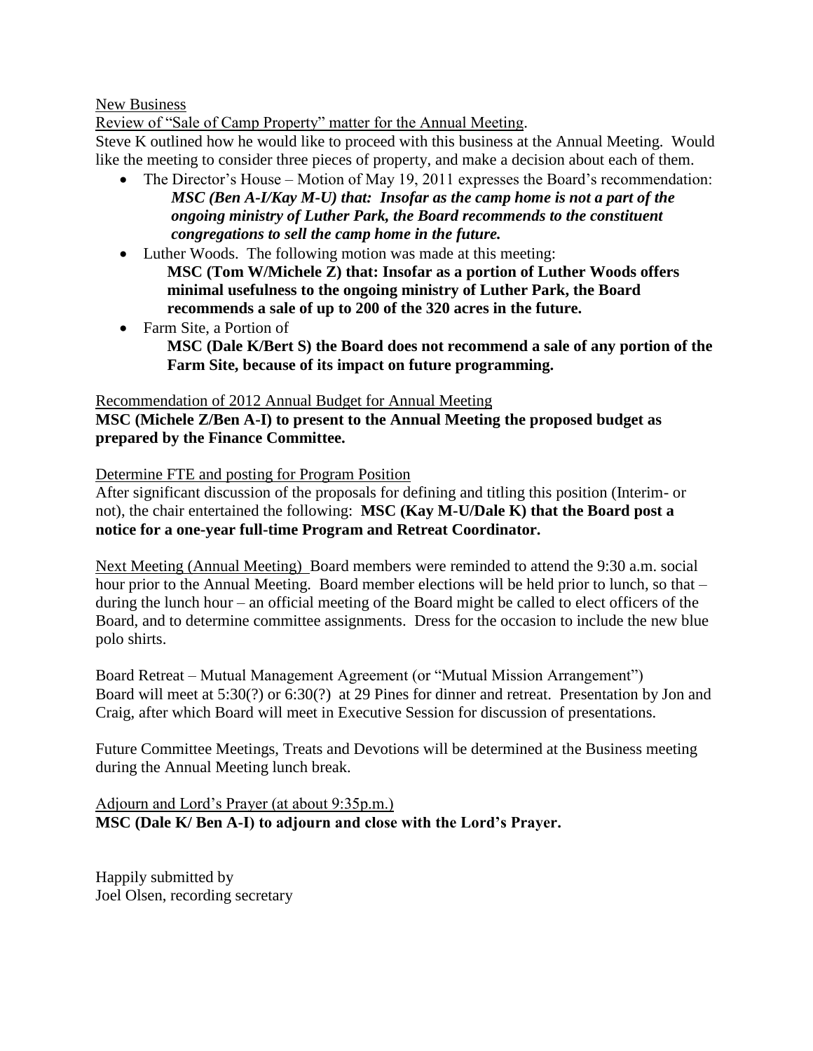New Business

Review of "Sale of Camp Property" matter for the Annual Meeting.

Steve K outlined how he would like to proceed with this business at the Annual Meeting. Would like the meeting to consider three pieces of property, and make a decision about each of them.

- The Director's House – Motion of May 19, 2011 expresses the Board's recommendation:
  ***MSC (Ben A-I/Kay M-U) that: Insofar as the camp home is not a part of the ongoing ministry of Luther Park, the Board recommends to the constituent congregations to sell the camp home in the future.***
- Luther Woods. The following motion was made at this meeting:
  **MSC (Tom W/Michele Z) that: Insofar as a portion of Luther Woods offers minimal usefulness to the ongoing ministry of Luther Park, the Board recommends a sale of up to 200 of the 320 acres in the future.**
- Farm Site, a Portion of
  **MSC (Dale K/Bert S) the Board does not recommend a sale of any portion of the Farm Site, because of its impact on future programming.**

Recommendation of 2012 Annual Budget for Annual Meeting

**MSC (Michele Z/Ben A-I) to present to the Annual Meeting the proposed budget as prepared by the Finance Committee.**

Determine FTE and posting for Program Position

After significant discussion of the proposals for defining and titling this position (Interim- or not), the chair entertained the following: **MSC (Kay M-U/Dale K) that the Board post a notice for a one-year full-time Program and Retreat Coordinator.**

Next Meeting (Annual Meeting) Board members were reminded to attend the 9:30 a.m. social hour prior to the Annual Meeting. Board member elections will be held prior to lunch, so that – during the lunch hour – an official meeting of the Board might be called to elect officers of the Board, and to determine committee assignments. Dress for the occasion to include the new blue polo shirts.

Board Retreat – Mutual Management Agreement (or "Mutual Mission Arrangement")
Board will meet at 5:30(?) or 6:30(?) at 29 Pines for dinner and retreat. Presentation by Jon and Craig, after which Board will meet in Executive Session for discussion of presentations.

Future Committee Meetings, Treats and Devotions will be determined at the Business meeting during the Annual Meeting lunch break.

Adjourn and Lord's Prayer (at about 9:35p.m.)

**MSC (Dale K/ Ben A-I) to adjourn and close with the Lord's Prayer.**

Happily submitted by
Joel Olsen, recording secretary